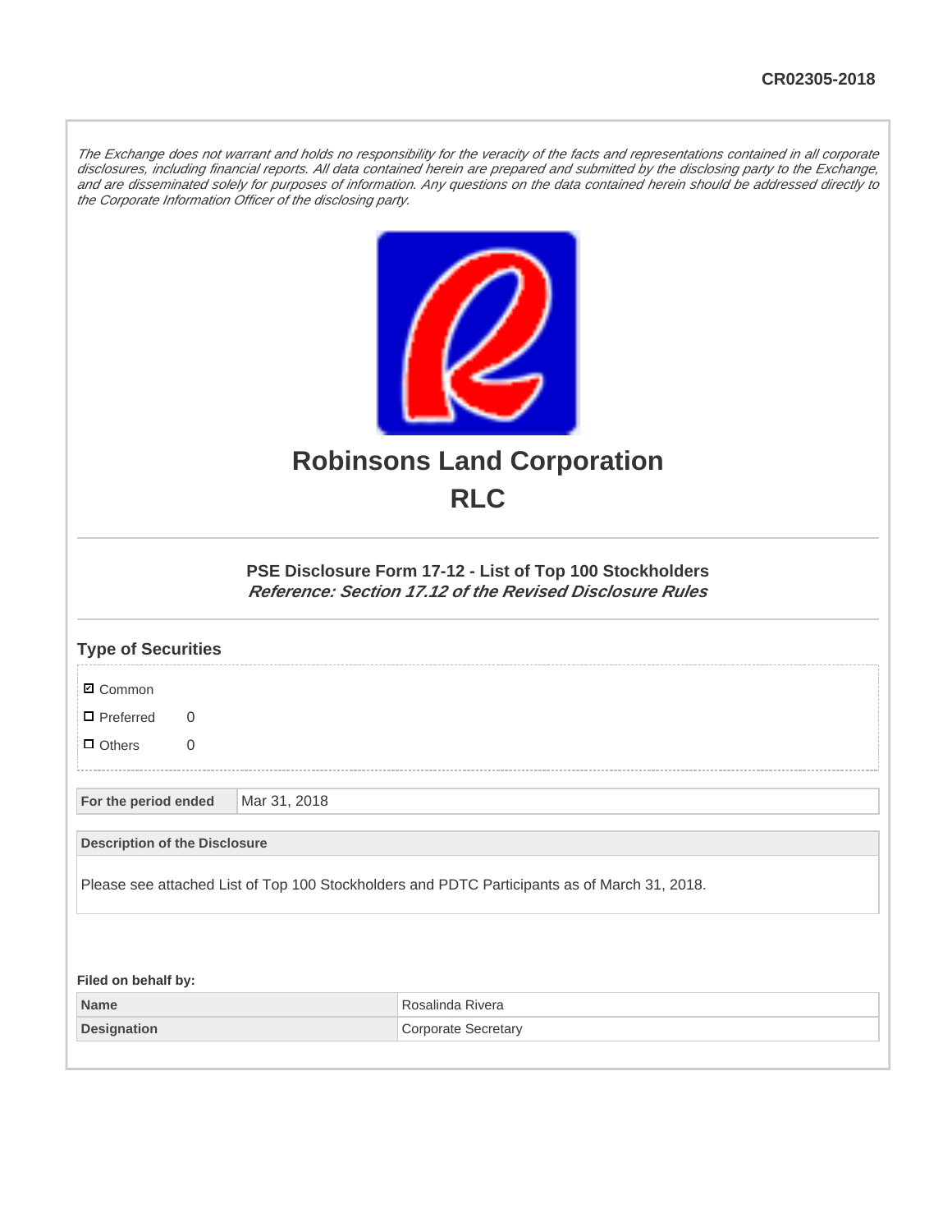CR02305-2018

*The Exchange does not warrant and holds no responsibility for the veracity of the facts and representations contained in all corporate disclosures, including financial reports. All data contained herein are prepared and submitted by the disclosing party to the Exchange, and are disseminated solely for purposes of information. Any questions on the data contained herein should be addressed directly to the Corporate Information Officer of the disclosing party.*

# Robinsons Land Corporation
# RLC

### PSE Disclosure Form 17-12 - List of Top 100 Stockholders
***Reference: Section 17.12 of the Revised Disclosure Rules***

## Type of Securities

- ☑ Common
- ☐ Preferred 0
- ☐ Others 0

| For the period ended | Mar 31, 2018 |
|---|---|

| Description of the Disclosure |
|---|
| Please see attached List of Top 100 Stockholders and PDTC Participants as of March 31, 2018. |

**Filed on behalf by:**

| Name | Rosalinda Rivera |
|---|---|
| Designation | Corporate Secretary |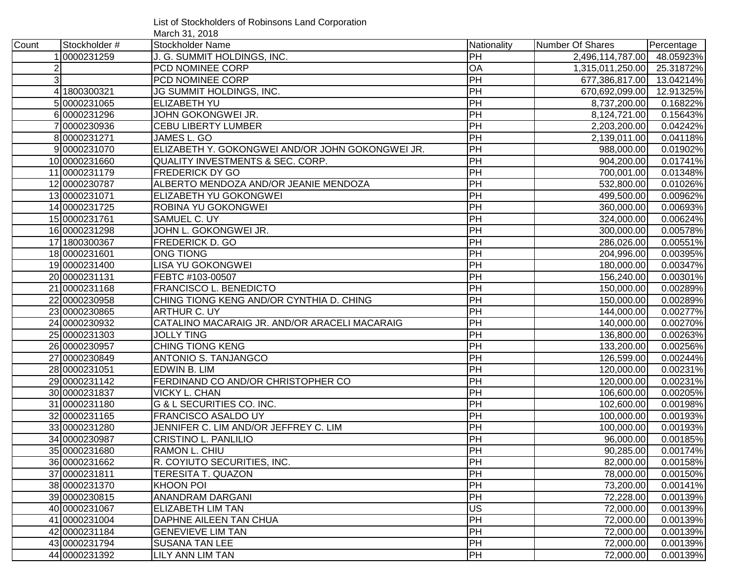List of Stockholders of Robinsons Land Corporation
March 31, 2018

| Count | Stockholder # | Stockholder Name | Nationality | Number Of Shares | Percentage |
|---|---|---|---|---|---|
| 1 | 0000231259 | J. G. SUMMIT HOLDINGS, INC. | PH | 2,496,114,787.00 | 48.05923% |
| 2 | | PCD NOMINEE CORP | OA | 1,315,011,250.00 | 25.31872% |
| 3 | | PCD NOMINEE CORP | PH | 677,386,817.00 | 13.04214% |
| 4 | 1800300321 | JG SUMMIT HOLDINGS, INC. | PH | 670,692,099.00 | 12.91325% |
| 5 | 0000231065 | ELIZABETH YU | PH | 8,737,200.00 | 0.16822% |
| 6 | 0000231296 | JOHN GOKONGWEI JR. | PH | 8,124,721.00 | 0.15643% |
| 7 | 0000230936 | CEBU LIBERTY LUMBER | PH | 2,203,200.00 | 0.04242% |
| 8 | 0000231271 | JAMES L. GO | PH | 2,139,011.00 | 0.04118% |
| 9 | 0000231070 | ELIZABETH Y. GOKONGWEI AND/OR JOHN GOKONGWEI JR. | PH | 988,000.00 | 0.01902% |
| 10 | 0000231660 | QUALITY INVESTMENTS & SEC. CORP. | PH | 904,200.00 | 0.01741% |
| 11 | 0000231179 | FREDERICK DY GO | PH | 700,001.00 | 0.01348% |
| 12 | 0000230787 | ALBERTO MENDOZA AND/OR JEANIE MENDOZA | PH | 532,800.00 | 0.01026% |
| 13 | 0000231071 | ELIZABETH YU GOKONGWEI | PH | 499,500.00 | 0.00962% |
| 14 | 0000231725 | ROBINA YU GOKONGWEI | PH | 360,000.00 | 0.00693% |
| 15 | 0000231761 | SAMUEL C. UY | PH | 324,000.00 | 0.00624% |
| 16 | 0000231298 | JOHN L. GOKONGWEI JR. | PH | 300,000.00 | 0.00578% |
| 17 | 1800300367 | FREDERICK D. GO | PH | 286,026.00 | 0.00551% |
| 18 | 0000231601 | ONG TIONG | PH | 204,996.00 | 0.00395% |
| 19 | 0000231400 | LISA YU GOKONGWEI | PH | 180,000.00 | 0.00347% |
| 20 | 0000231131 | FEBTC #103-00507 | PH | 156,240.00 | 0.00301% |
| 21 | 0000231168 | FRANCISCO L. BENEDICTO | PH | 150,000.00 | 0.00289% |
| 22 | 0000230958 | CHING TIONG KENG AND/OR CYNTHIA D. CHING | PH | 150,000.00 | 0.00289% |
| 23 | 0000230865 | ARTHUR C. UY | PH | 144,000.00 | 0.00277% |
| 24 | 0000230932 | CATALINO MACARAIG JR. AND/OR ARACELI MACARAIG | PH | 140,000.00 | 0.00270% |
| 25 | 0000231303 | JOLLY TING | PH | 136,800.00 | 0.00263% |
| 26 | 0000230957 | CHING TIONG KENG | PH | 133,200.00 | 0.00256% |
| 27 | 0000230849 | ANTONIO S. TANJANGCO | PH | 126,599.00 | 0.00244% |
| 28 | 0000231051 | EDWIN B. LIM | PH | 120,000.00 | 0.00231% |
| 29 | 0000231142 | FERDINAND CO AND/OR CHRISTOPHER CO | PH | 120,000.00 | 0.00231% |
| 30 | 0000231837 | VICKY L. CHAN | PH | 106,600.00 | 0.00205% |
| 31 | 0000231180 | G & L SECURITIES CO. INC. | PH | 102,600.00 | 0.00198% |
| 32 | 0000231165 | FRANCISCO ASALDO UY | PH | 100,000.00 | 0.00193% |
| 33 | 0000231280 | JENNIFER C. LIM AND/OR JEFFREY C. LIM | PH | 100,000.00 | 0.00193% |
| 34 | 0000230987 | CRISTINO L. PANLILIO | PH | 96,000.00 | 0.00185% |
| 35 | 0000231680 | RAMON L. CHIU | PH | 90,285.00 | 0.00174% |
| 36 | 0000231662 | R. COYIUTO SECURITIES, INC. | PH | 82,000.00 | 0.00158% |
| 37 | 0000231811 | TERESITA T. QUAZON | PH | 78,000.00 | 0.00150% |
| 38 | 0000231370 | KHOON POI | PH | 73,200.00 | 0.00141% |
| 39 | 0000230815 | ANANDRAM DARGANI | PH | 72,228.00 | 0.00139% |
| 40 | 0000231067 | ELIZABETH LIM TAN | US | 72,000.00 | 0.00139% |
| 41 | 0000231004 | DAPHNE AILEEN TAN CHUA | PH | 72,000.00 | 0.00139% |
| 42 | 0000231184 | GENEVIEVE LIM TAN | PH | 72,000.00 | 0.00139% |
| 43 | 0000231794 | SUSANA TAN LEE | PH | 72,000.00 | 0.00139% |
| 44 | 0000231392 | LILY ANN LIM TAN | PH | 72,000.00 | 0.00139% |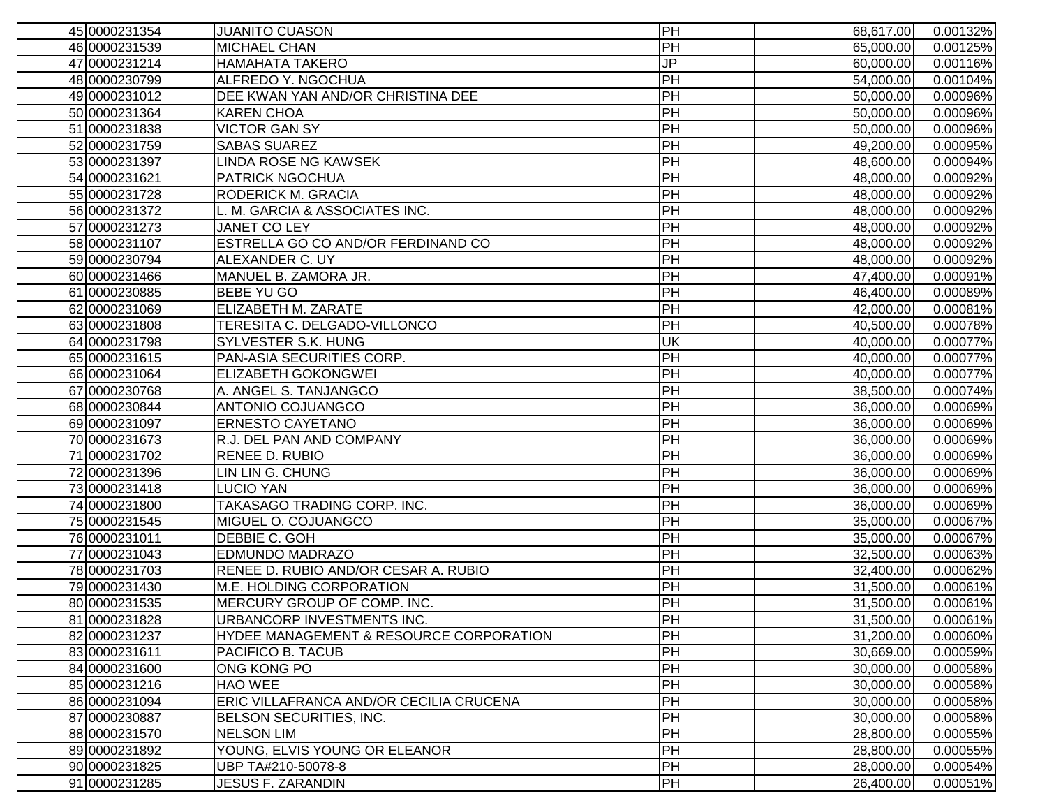| | | | | | |
|---|---|---|---|---|---|
| 45 | 0000231354 | JUANITO CUASON | PH | 68,617.00 | 0.00132% |
| 46 | 0000231539 | MICHAEL CHAN | PH | 65,000.00 | 0.00125% |
| 47 | 0000231214 | HAMAHATA TAKERO | JP | 60,000.00 | 0.00116% |
| 48 | 0000230799 | ALFREDO Y. NGOCHUA | PH | 54,000.00 | 0.00104% |
| 49 | 0000231012 | DEE KWAN YAN AND/OR CHRISTINA DEE | PH | 50,000.00 | 0.00096% |
| 50 | 0000231364 | KAREN CHOA | PH | 50,000.00 | 0.00096% |
| 51 | 0000231838 | VICTOR GAN SY | PH | 50,000.00 | 0.00096% |
| 52 | 0000231759 | SABAS SUAREZ | PH | 49,200.00 | 0.00095% |
| 53 | 0000231397 | LINDA ROSE NG KAWSEK | PH | 48,600.00 | 0.00094% |
| 54 | 0000231621 | PATRICK NGOCHUA | PH | 48,000.00 | 0.00092% |
| 55 | 0000231728 | RODERICK M. GRACIA | PH | 48,000.00 | 0.00092% |
| 56 | 0000231372 | L. M. GARCIA & ASSOCIATES INC. | PH | 48,000.00 | 0.00092% |
| 57 | 0000231273 | JANET CO LEY | PH | 48,000.00 | 0.00092% |
| 58 | 0000231107 | ESTRELLA GO CO AND/OR FERDINAND CO | PH | 48,000.00 | 0.00092% |
| 59 | 0000230794 | ALEXANDER C. UY | PH | 48,000.00 | 0.00092% |
| 60 | 0000231466 | MANUEL B. ZAMORA JR. | PH | 47,400.00 | 0.00091% |
| 61 | 0000230885 | BEBE YU GO | PH | 46,400.00 | 0.00089% |
| 62 | 0000231069 | ELIZABETH M. ZARATE | PH | 42,000.00 | 0.00081% |
| 63 | 0000231808 | TERESITA C. DELGADO-VILLONCO | PH | 40,500.00 | 0.00078% |
| 64 | 0000231798 | SYLVESTER S.K. HUNG | UK | 40,000.00 | 0.00077% |
| 65 | 0000231615 | PAN-ASIA SECURITIES CORP. | PH | 40,000.00 | 0.00077% |
| 66 | 0000231064 | ELIZABETH GOKONGWEI | PH | 40,000.00 | 0.00077% |
| 67 | 0000230768 | A. ANGEL S. TANJANGCO | PH | 38,500.00 | 0.00074% |
| 68 | 0000230844 | ANTONIO COJUANGCO | PH | 36,000.00 | 0.00069% |
| 69 | 0000231097 | ERNESTO CAYETANO | PH | 36,000.00 | 0.00069% |
| 70 | 0000231673 | R.J. DEL PAN AND COMPANY | PH | 36,000.00 | 0.00069% |
| 71 | 0000231702 | RENEE D. RUBIO | PH | 36,000.00 | 0.00069% |
| 72 | 0000231396 | LIN LIN G. CHUNG | PH | 36,000.00 | 0.00069% |
| 73 | 0000231418 | LUCIO YAN | PH | 36,000.00 | 0.00069% |
| 74 | 0000231800 | TAKASAGO TRADING CORP. INC. | PH | 36,000.00 | 0.00069% |
| 75 | 0000231545 | MIGUEL O. COJUANGCO | PH | 35,000.00 | 0.00067% |
| 76 | 0000231011 | DEBBIE C. GOH | PH | 35,000.00 | 0.00067% |
| 77 | 0000231043 | EDMUNDO MADRAZO | PH | 32,500.00 | 0.00063% |
| 78 | 0000231703 | RENEE D. RUBIO AND/OR CESAR A. RUBIO | PH | 32,400.00 | 0.00062% |
| 79 | 0000231430 | M.E. HOLDING CORPORATION | PH | 31,500.00 | 0.00061% |
| 80 | 0000231535 | MERCURY GROUP OF COMP. INC. | PH | 31,500.00 | 0.00061% |
| 81 | 0000231828 | URBANCORP INVESTMENTS INC. | PH | 31,500.00 | 0.00061% |
| 82 | 0000231237 | HYDEE MANAGEMENT & RESOURCE CORPORATION | PH | 31,200.00 | 0.00060% |
| 83 | 0000231611 | PACIFICO B. TACUB | PH | 30,669.00 | 0.00059% |
| 84 | 0000231600 | ONG KONG PO | PH | 30,000.00 | 0.00058% |
| 85 | 0000231216 | HAO WEE | PH | 30,000.00 | 0.00058% |
| 86 | 0000231094 | ERIC VILLAFRANCA AND/OR CECILIA CRUCENA | PH | 30,000.00 | 0.00058% |
| 87 | 0000230887 | BELSON SECURITIES, INC. | PH | 30,000.00 | 0.00058% |
| 88 | 0000231570 | NELSON LIM | PH | 28,800.00 | 0.00055% |
| 89 | 0000231892 | YOUNG, ELVIS YOUNG OR ELEANOR | PH | 28,800.00 | 0.00055% |
| 90 | 0000231825 | UBP TA#210-50078-8 | PH | 28,000.00 | 0.00054% |
| 91 | 0000231285 | JESUS F. ZARANDIN | PH | 26,400.00 | 0.00051% |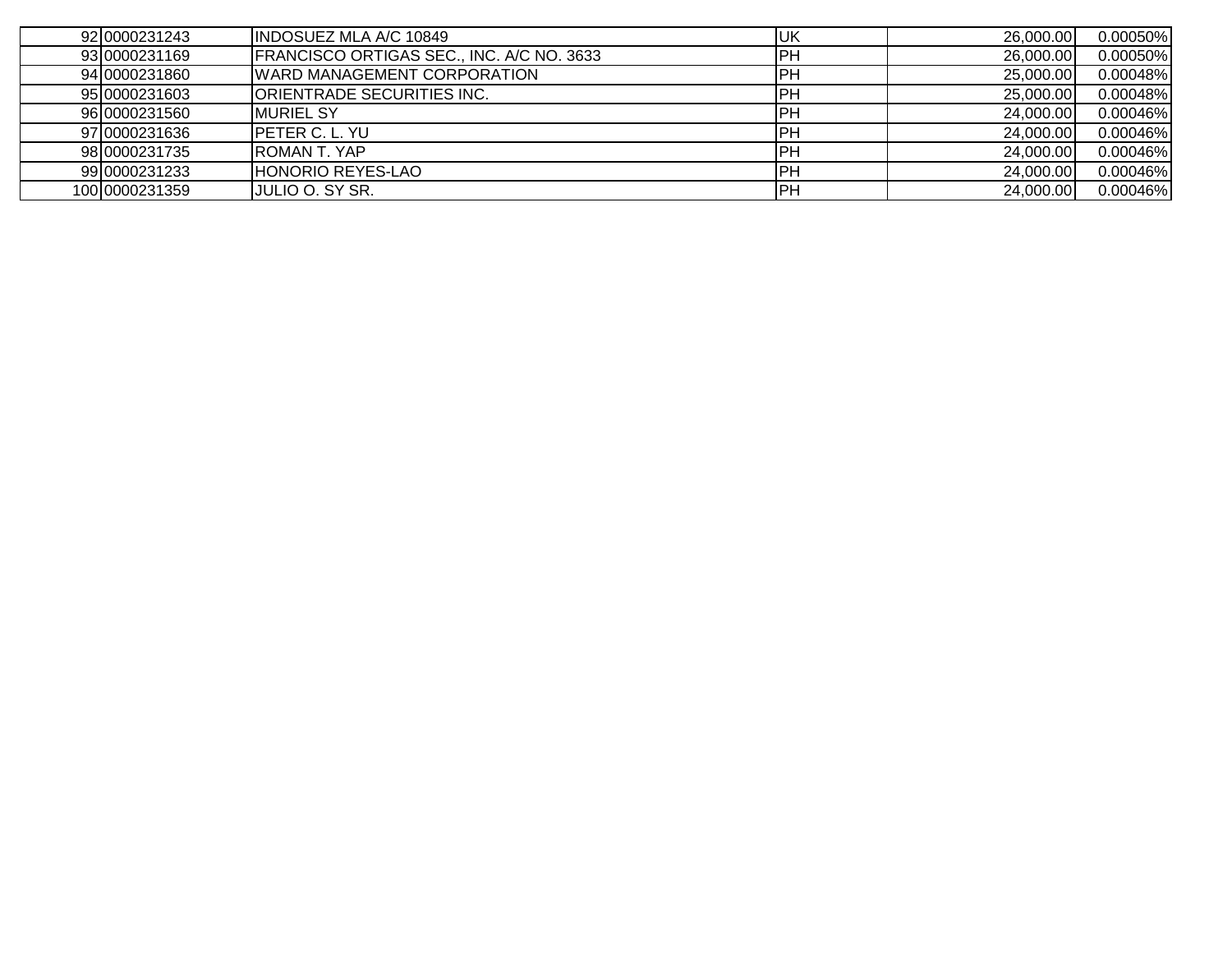| | | | | | |
|---|---|---|---|---|---|
| 92 | 0000231243 | INDOSUEZ MLA A/C 10849 | UK | 26,000.00 | 0.00050% |
| 93 | 0000231169 | FRANCISCO ORTIGAS SEC., INC. A/C NO. 3633 | PH | 26,000.00 | 0.00050% |
| 94 | 0000231860 | WARD MANAGEMENT CORPORATION | PH | 25,000.00 | 0.00048% |
| 95 | 0000231603 | ORIENTRADE SECURITIES INC. | PH | 25,000.00 | 0.00048% |
| 96 | 0000231560 | MURIEL SY | PH | 24,000.00 | 0.00046% |
| 97 | 0000231636 | PETER C. L. YU | PH | 24,000.00 | 0.00046% |
| 98 | 0000231735 | ROMAN T. YAP | PH | 24,000.00 | 0.00046% |
| 99 | 0000231233 | HONORIO REYES-LAO | PH | 24,000.00 | 0.00046% |
| 100 | 0000231359 | JULIO O. SY SR. | PH | 24,000.00 | 0.00046% |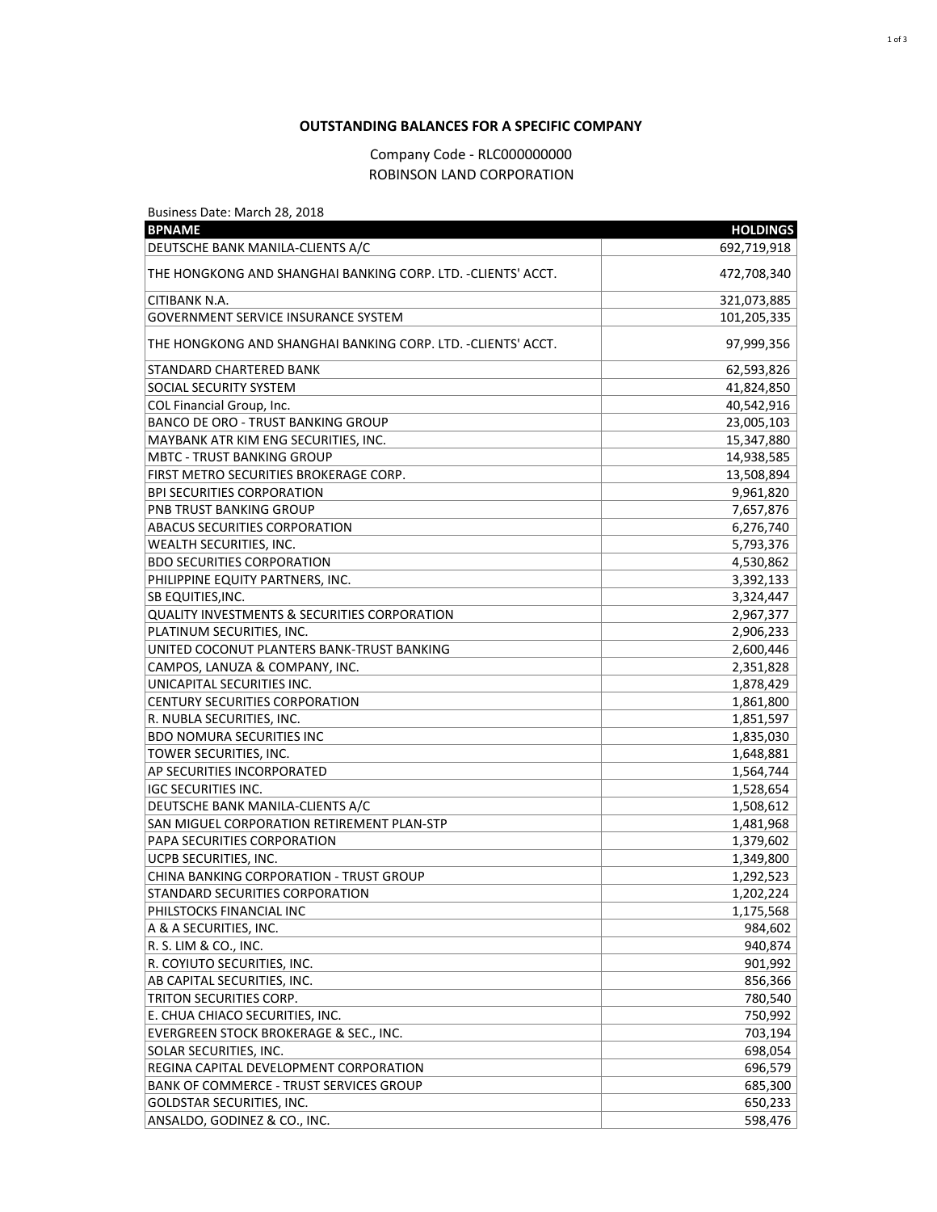**OUTSTANDING BALANCES FOR A SPECIFIC COMPANY**

Company Code - RLC000000000
ROBINSON LAND CORPORATION

Business Date: March 28, 2018

| BPNAME | HOLDINGS |
|---|---:|
| DEUTSCHE BANK MANILA-CLIENTS A/C | 692,719,918 |
| THE HONGKONG AND SHANGHAI BANKING CORP. LTD. -CLIENTS' ACCT. | 472,708,340 |
| CITIBANK N.A. | 321,073,885 |
| GOVERNMENT SERVICE INSURANCE SYSTEM | 101,205,335 |
| THE HONGKONG AND SHANGHAI BANKING CORP. LTD. -CLIENTS' ACCT. | 97,999,356 |
| STANDARD CHARTERED BANK | 62,593,826 |
| SOCIAL SECURITY SYSTEM | 41,824,850 |
| COL Financial Group, Inc. | 40,542,916 |
| BANCO DE ORO - TRUST BANKING GROUP | 23,005,103 |
| MAYBANK ATR KIM ENG SECURITIES, INC. | 15,347,880 |
| MBTC - TRUST BANKING GROUP | 14,938,585 |
| FIRST METRO SECURITIES BROKERAGE CORP. | 13,508,894 |
| BPI SECURITIES CORPORATION | 9,961,820 |
| PNB TRUST BANKING GROUP | 7,657,876 |
| ABACUS SECURITIES CORPORATION | 6,276,740 |
| WEALTH SECURITIES, INC. | 5,793,376 |
| BDO SECURITIES CORPORATION | 4,530,862 |
| PHILIPPINE EQUITY PARTNERS, INC. | 3,392,133 |
| SB EQUITIES,INC. | 3,324,447 |
| QUALITY INVESTMENTS & SECURITIES CORPORATION | 2,967,377 |
| PLATINUM SECURITIES, INC. | 2,906,233 |
| UNITED COCONUT PLANTERS BANK-TRUST BANKING | 2,600,446 |
| CAMPOS, LANUZA & COMPANY, INC. | 2,351,828 |
| UNICAPITAL SECURITIES INC. | 1,878,429 |
| CENTURY SECURITIES CORPORATION | 1,861,800 |
| R. NUBLA SECURITIES, INC. | 1,851,597 |
| BDO NOMURA SECURITIES INC | 1,835,030 |
| TOWER SECURITIES, INC. | 1,648,881 |
| AP SECURITIES INCORPORATED | 1,564,744 |
| IGC SECURITIES INC. | 1,528,654 |
| DEUTSCHE BANK MANILA-CLIENTS A/C | 1,508,612 |
| SAN MIGUEL CORPORATION RETIREMENT PLAN-STP | 1,481,968 |
| PAPA SECURITIES CORPORATION | 1,379,602 |
| UCPB SECURITIES, INC. | 1,349,800 |
| CHINA BANKING CORPORATION - TRUST GROUP | 1,292,523 |
| STANDARD SECURITIES CORPORATION | 1,202,224 |
| PHILSTOCKS FINANCIAL INC | 1,175,568 |
| A & A SECURITIES, INC. | 984,602 |
| R. S. LIM & CO., INC. | 940,874 |
| R. COYIUTO SECURITIES, INC. | 901,992 |
| AB CAPITAL SECURITIES, INC. | 856,366 |
| TRITON SECURITIES CORP. | 780,540 |
| E. CHUA CHIACO SECURITIES, INC. | 750,992 |
| EVERGREEN STOCK BROKERAGE & SEC., INC. | 703,194 |
| SOLAR SECURITIES, INC. | 698,054 |
| REGINA CAPITAL DEVELOPMENT CORPORATION | 696,579 |
| BANK OF COMMERCE - TRUST SERVICES GROUP | 685,300 |
| GOLDSTAR SECURITIES, INC. | 650,233 |
| ANSALDO, GODINEZ & CO., INC. | 598,476 |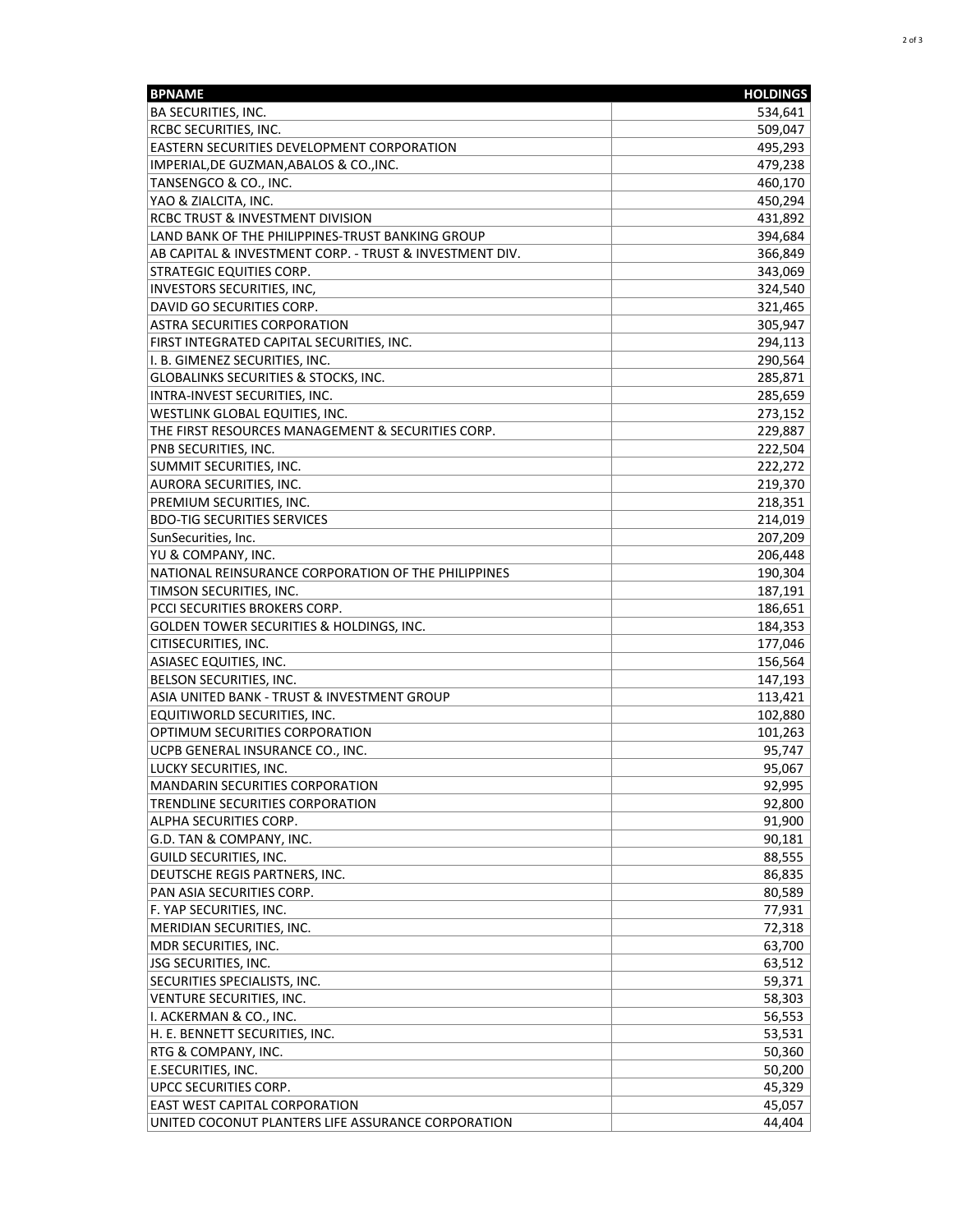| BPNAME | HOLDINGS |
|---|---|
| BA SECURITIES, INC. | 534,641 |
| RCBC SECURITIES, INC. | 509,047 |
| EASTERN SECURITIES DEVELOPMENT CORPORATION | 495,293 |
| IMPERIAL,DE GUZMAN,ABALOS & CO.,INC. | 479,238 |
| TANSENGCO & CO., INC. | 460,170 |
| YAO & ZIALCITA, INC. | 450,294 |
| RCBC TRUST & INVESTMENT DIVISION | 431,892 |
| LAND BANK OF THE PHILIPPINES-TRUST BANKING GROUP | 394,684 |
| AB CAPITAL & INVESTMENT CORP. - TRUST & INVESTMENT DIV. | 366,849 |
| STRATEGIC EQUITIES CORP. | 343,069 |
| INVESTORS SECURITIES, INC, | 324,540 |
| DAVID GO SECURITIES CORP. | 321,465 |
| ASTRA SECURITIES CORPORATION | 305,947 |
| FIRST INTEGRATED CAPITAL SECURITIES, INC. | 294,113 |
| I. B. GIMENEZ SECURITIES, INC. | 290,564 |
| GLOBALINKS SECURITIES & STOCKS, INC. | 285,871 |
| INTRA-INVEST SECURITIES, INC. | 285,659 |
| WESTLINK GLOBAL EQUITIES, INC. | 273,152 |
| THE FIRST RESOURCES MANAGEMENT & SECURITIES CORP. | 229,887 |
| PNB SECURITIES, INC. | 222,504 |
| SUMMIT SECURITIES, INC. | 222,272 |
| AURORA SECURITIES, INC. | 219,370 |
| PREMIUM SECURITIES, INC. | 218,351 |
| BDO-TIG SECURITIES SERVICES | 214,019 |
| SunSecurities, Inc. | 207,209 |
| YU & COMPANY, INC. | 206,448 |
| NATIONAL REINSURANCE CORPORATION OF THE PHILIPPINES | 190,304 |
| TIMSON SECURITIES, INC. | 187,191 |
| PCCI SECURITIES BROKERS CORP. | 186,651 |
| GOLDEN TOWER SECURITIES & HOLDINGS, INC. | 184,353 |
| CITISECURITIES, INC. | 177,046 |
| ASIASEC EQUITIES, INC. | 156,564 |
| BELSON SECURITIES, INC. | 147,193 |
| ASIA UNITED BANK - TRUST & INVESTMENT GROUP | 113,421 |
| EQUITIWORLD SECURITIES, INC. | 102,880 |
| OPTIMUM SECURITIES CORPORATION | 101,263 |
| UCPB GENERAL INSURANCE CO., INC. | 95,747 |
| LUCKY SECURITIES, INC. | 95,067 |
| MANDARIN SECURITIES CORPORATION | 92,995 |
| TRENDLINE SECURITIES CORPORATION | 92,800 |
| ALPHA SECURITIES CORP. | 91,900 |
| G.D. TAN & COMPANY, INC. | 90,181 |
| GUILD SECURITIES, INC. | 88,555 |
| DEUTSCHE REGIS PARTNERS, INC. | 86,835 |
| PAN ASIA SECURITIES CORP. | 80,589 |
| F. YAP SECURITIES, INC. | 77,931 |
| MERIDIAN SECURITIES, INC. | 72,318 |
| MDR SECURITIES, INC. | 63,700 |
| JSG SECURITIES, INC. | 63,512 |
| SECURITIES SPECIALISTS, INC. | 59,371 |
| VENTURE SECURITIES, INC. | 58,303 |
| I. ACKERMAN & CO., INC. | 56,553 |
| H. E. BENNETT SECURITIES, INC. | 53,531 |
| RTG & COMPANY, INC. | 50,360 |
| E.SECURITIES, INC. | 50,200 |
| UPCC SECURITIES CORP. | 45,329 |
| EAST WEST CAPITAL CORPORATION | 45,057 |
| UNITED COCONUT PLANTERS LIFE ASSURANCE CORPORATION | 44,404 |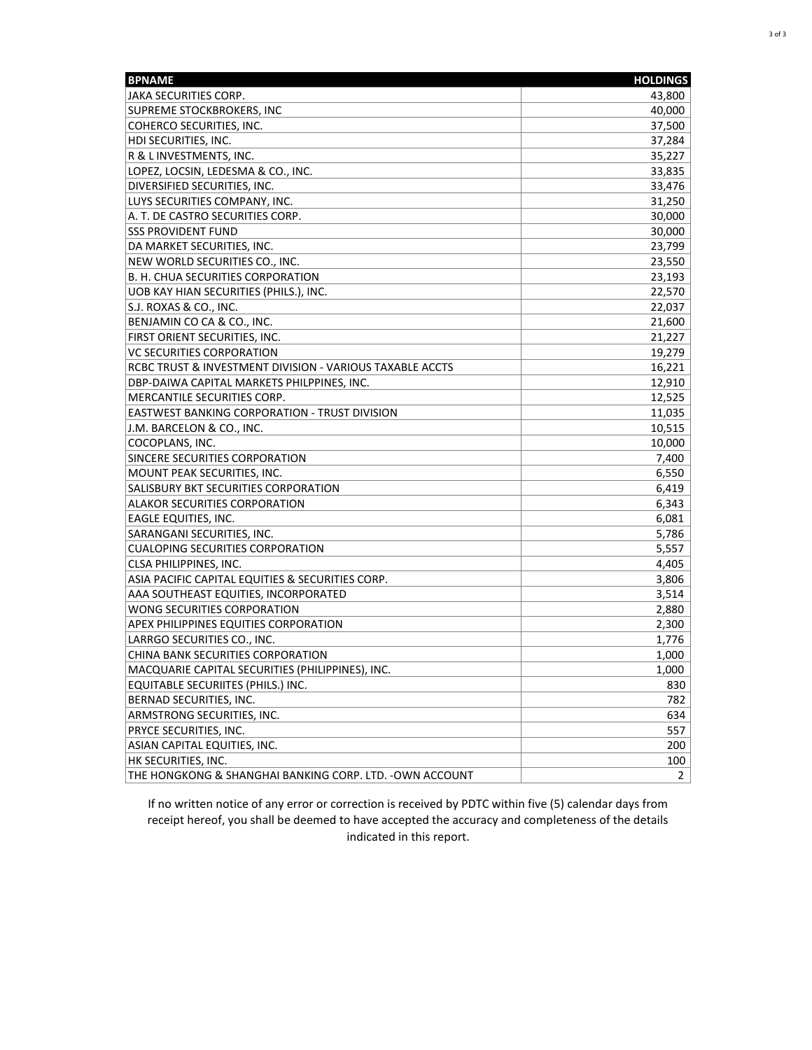| BPNAME | HOLDINGS |
|---|---|
| JAKA SECURITIES CORP. | 43,800 |
| SUPREME STOCKBROKERS, INC | 40,000 |
| COHERCO SECURITIES, INC. | 37,500 |
| HDI SECURITIES, INC. | 37,284 |
| R & L INVESTMENTS, INC. | 35,227 |
| LOPEZ, LOCSIN, LEDESMA & CO., INC. | 33,835 |
| DIVERSIFIED SECURITIES, INC. | 33,476 |
| LUYS SECURITIES COMPANY, INC. | 31,250 |
| A. T. DE CASTRO SECURITIES CORP. | 30,000 |
| SSS PROVIDENT FUND | 30,000 |
| DA MARKET SECURITIES, INC. | 23,799 |
| NEW WORLD SECURITIES CO., INC. | 23,550 |
| B. H. CHUA SECURITIES CORPORATION | 23,193 |
| UOB KAY HIAN SECURITIES (PHILS.), INC. | 22,570 |
| S.J. ROXAS & CO., INC. | 22,037 |
| BENJAMIN CO CA & CO., INC. | 21,600 |
| FIRST ORIENT SECURITIES, INC. | 21,227 |
| VC SECURITIES CORPORATION | 19,279 |
| RCBC TRUST & INVESTMENT DIVISION - VARIOUS TAXABLE ACCTS | 16,221 |
| DBP-DAIWA CAPITAL MARKETS PHILPPINES, INC. | 12,910 |
| MERCANTILE SECURITIES CORP. | 12,525 |
| EASTWEST BANKING CORPORATION - TRUST DIVISION | 11,035 |
| J.M. BARCELON & CO., INC. | 10,515 |
| COCOPLANS, INC. | 10,000 |
| SINCERE SECURITIES CORPORATION | 7,400 |
| MOUNT PEAK SECURITIES, INC. | 6,550 |
| SALISBURY BKT SECURITIES CORPORATION | 6,419 |
| ALAKOR SECURITIES CORPORATION | 6,343 |
| EAGLE EQUITIES, INC. | 6,081 |
| SARANGANI SECURITIES, INC. | 5,786 |
| CUALOPING SECURITIES CORPORATION | 5,557 |
| CLSA PHILIPPINES, INC. | 4,405 |
| ASIA PACIFIC CAPITAL EQUITIES & SECURITIES CORP. | 3,806 |
| AAA SOUTHEAST EQUITIES, INCORPORATED | 3,514 |
| WONG SECURITIES CORPORATION | 2,880 |
| APEX PHILIPPINES EQUITIES CORPORATION | 2,300 |
| LARRGO SECURITIES CO., INC. | 1,776 |
| CHINA BANK SECURITIES CORPORATION | 1,000 |
| MACQUARIE CAPITAL SECURITIES (PHILIPPINES), INC. | 1,000 |
| EQUITABLE SECURIITES (PHILS.) INC. | 830 |
| BERNAD SECURITIES, INC. | 782 |
| ARMSTRONG SECURITIES, INC. | 634 |
| PRYCE SECURITIES, INC. | 557 |
| ASIAN CAPITAL EQUITIES, INC. | 200 |
| HK SECURITIES, INC. | 100 |
| THE HONGKONG & SHANGHAI BANKING CORP. LTD. -OWN ACCOUNT | 2 |

If no written notice of any error or correction is received by PDTC within five (5) calendar days from receipt hereof, you shall be deemed to have accepted the accuracy and completeness of the details indicated in this report.